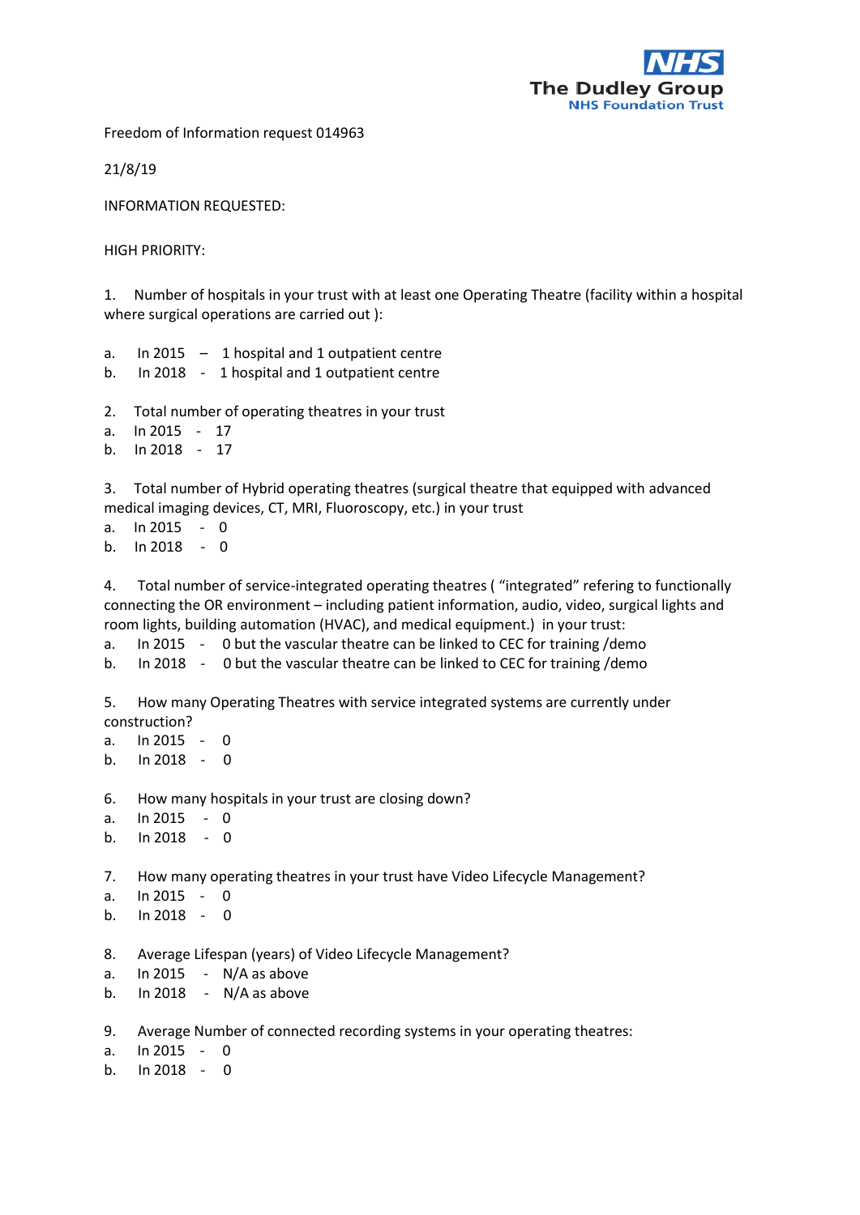The Dudley Group
NHS Foundation Trust

Freedom of Information request 014963

21/8/19

INFORMATION REQUESTED:

HIGH PRIORITY:

1. Number of hospitals in your trust with at least one Operating Theatre (facility within a hospital where surgical operations are carried out ):

a. In 2015 – 1 hospital and 1 outpatient centre
b. In 2018 - 1 hospital and 1 outpatient centre

2. Total number of operating theatres in your trust
a. In 2015 - 17
b. In 2018 - 17

3. Total number of Hybrid operating theatres (surgical theatre that equipped with advanced medical imaging devices, CT, MRI, Fluoroscopy, etc.) in your trust
a. In 2015 - 0
b. In 2018 - 0

4. Total number of service-integrated operating theatres ( “integrated” refering to functionally connecting the OR environment – including patient information, audio, video, surgical lights and room lights, building automation (HVAC), and medical equipment.) in your trust:
a. In 2015 - 0 but the vascular theatre can be linked to CEC for training /demo
b. In 2018 - 0 but the vascular theatre can be linked to CEC for training /demo

5. How many Operating Theatres with service integrated systems are currently under construction?
a. In 2015 - 0
b. In 2018 - 0

6. How many hospitals in your trust are closing down?
a. In 2015 - 0
b. In 2018 - 0

7. How many operating theatres in your trust have Video Lifecycle Management?
a. In 2015 - 0
b. In 2018 - 0

8. Average Lifespan (years) of Video Lifecycle Management?
a. In 2015 - N/A as above
b. In 2018 - N/A as above

9. Average Number of connected recording systems in your operating theatres:
a. In 2015 - 0
b. In 2018 - 0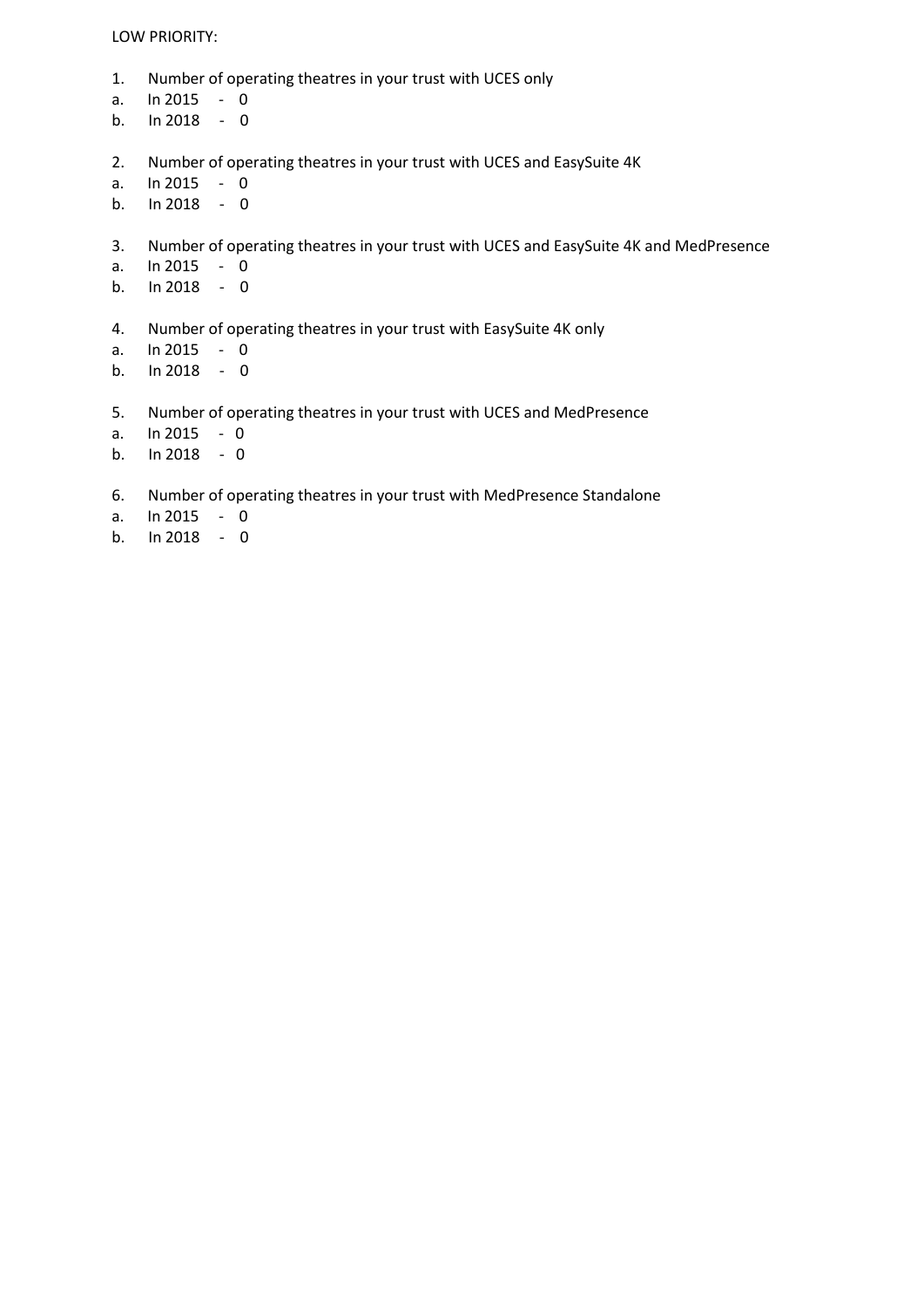LOW PRIORITY:

1. Number of operating theatres in your trust with UCES only
   a. In 2015 - 0
   b. In 2018 - 0

2. Number of operating theatres in your trust with UCES and EasySuite 4K
   a. In 2015 - 0
   b. In 2018 - 0

3. Number of operating theatres in your trust with UCES and EasySuite 4K and MedPresence
   a. In 2015 - 0
   b. In 2018 - 0

4. Number of operating theatres in your trust with EasySuite 4K only
   a. In 2015 - 0
   b. In 2018 - 0

5. Number of operating theatres in your trust with UCES and MedPresence
   a. In 2015 - 0
   b. In 2018 - 0

6. Number of operating theatres in your trust with MedPresence Standalone
   a. In 2015 - 0
   b. In 2018 - 0